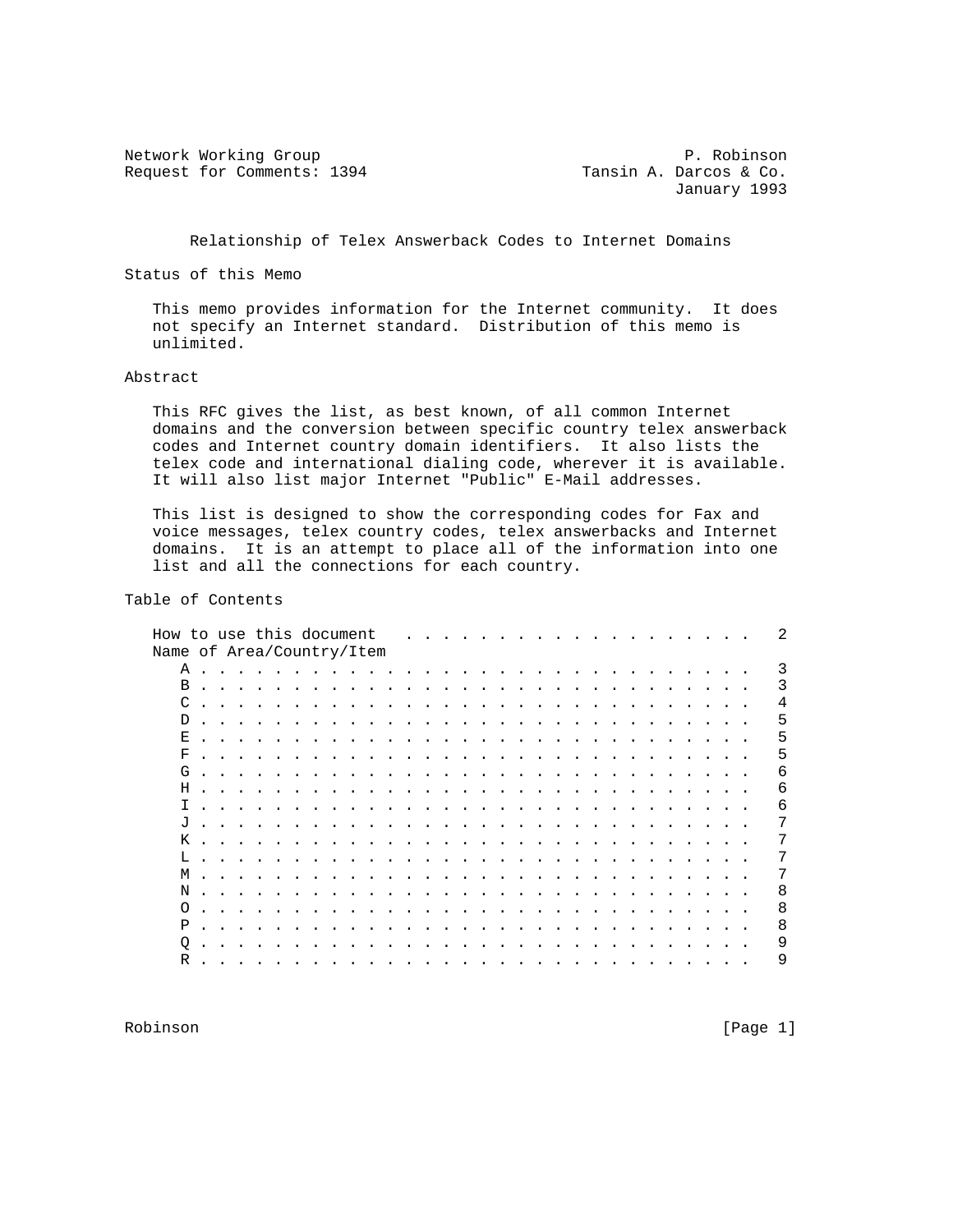Network Working Group P. Robinson
Request for Comments: 1394 Tansin A. Darcos & Co.
January 1993

# Relationship of Telex Answerback Codes to Internet Domains

## Status of this Memo

This memo provides information for the Internet community. It does not specify an Internet standard. Distribution of this memo is unlimited.

## Abstract

This RFC gives the list, as best known, of all common Internet domains and the conversion between specific country telex answerback codes and Internet country domain identifiers. It also lists the telex code and international dialing code, wherever it is available. It will also list major Internet "Public" E-Mail addresses.

This list is designed to show the corresponding codes for Fax and voice messages, telex country codes, telex answerbacks and Internet domains. It is an attempt to place all of the information into one list and all the connections for each country.

## Table of Contents

How to use this document . . . . . . . . . . . . . . . . . . . . 2
Name of Area/Country/Item
- A . . . . . . . . . . . . . . . . . . . . . . . . . . . . . . . 3
- B . . . . . . . . . . . . . . . . . . . . . . . . . . . . . . . 3
- C . . . . . . . . . . . . . . . . . . . . . . . . . . . . . . . 4
- D . . . . . . . . . . . . . . . . . . . . . . . . . . . . . . . 5
- E . . . . . . . . . . . . . . . . . . . . . . . . . . . . . . . 5
- F . . . . . . . . . . . . . . . . . . . . . . . . . . . . . . . 5
- G . . . . . . . . . . . . . . . . . . . . . . . . . . . . . . . 6
- H . . . . . . . . . . . . . . . . . . . . . . . . . . . . . . . 6
- I . . . . . . . . . . . . . . . . . . . . . . . . . . . . . . . 6
- J . . . . . . . . . . . . . . . . . . . . . . . . . . . . . . . 7
- K . . . . . . . . . . . . . . . . . . . . . . . . . . . . . . . 7
- L . . . . . . . . . . . . . . . . . . . . . . . . . . . . . . . 7
- M . . . . . . . . . . . . . . . . . . . . . . . . . . . . . . . 7
- N . . . . . . . . . . . . . . . . . . . . . . . . . . . . . . . 8
- O . . . . . . . . . . . . . . . . . . . . . . . . . . . . . . . 8
- P . . . . . . . . . . . . . . . . . . . . . . . . . . . . . . . 8
- Q . . . . . . . . . . . . . . . . . . . . . . . . . . . . . . . 9
- R . . . . . . . . . . . . . . . . . . . . . . . . . . . . . . . 9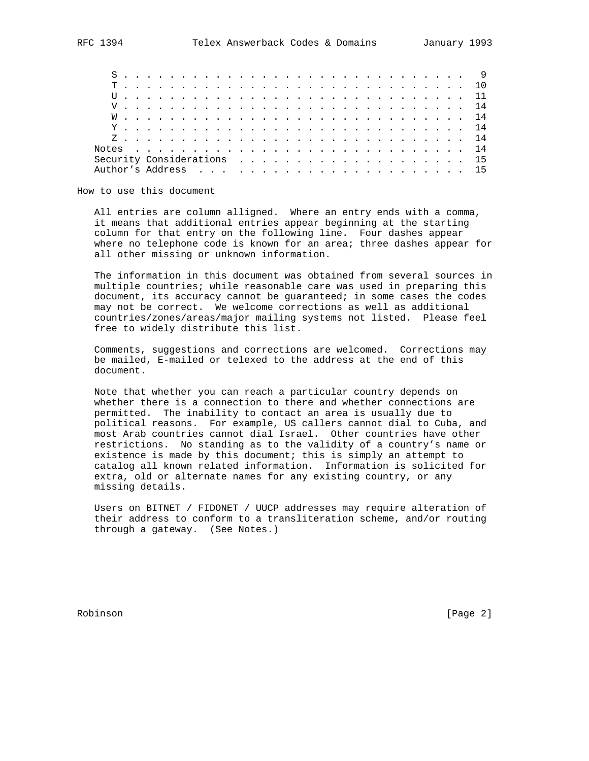```
      S . . . . . . . . . . . . . . . . . . . . . . . . . . . . . . .  9
      T . . . . . . . . . . . . . . . . . . . . . . . . . . . . . . . 10
      U . . . . . . . . . . . . . . . . . . . . . . . . . . . . . . . 11
      V . . . . . . . . . . . . . . . . . . . . . . . . . . . . . . . 14
      W . . . . . . . . . . . . . . . . . . . . . . . . . . . . . . . 14
      Y . . . . . . . . . . . . . . . . . . . . . . . . . . . . . . . 14
      Z . . . . . . . . . . . . . . . . . . . . . . . . . . . . . . . 14
    Notes . . . . . . . . . . . . . . . . . . . . . . . . . . . . . . 14
    Security Considerations . . . . . . . . . . . . . . . . . . . . . 15
    Author's Address  . . . . . . . . . . . . . . . . . . . . . . . . 15
```

## How to use this document

All entries are column alligned. Where an entry ends with a comma, it means that additional entries appear beginning at the starting column for that entry on the following line. Four dashes appear where no telephone code is known for an area; three dashes appear for all other missing or unknown information.

The information in this document was obtained from several sources in multiple countries; while reasonable care was used in preparing this document, its accuracy cannot be guaranteed; in some cases the codes may not be correct. We welcome corrections as well as additional countries/zones/areas/major mailing systems not listed. Please feel free to widely distribute this list.

Comments, suggestions and corrections are welcomed. Corrections may be mailed, E-mailed or telexed to the address at the end of this document.

Note that whether you can reach a particular country depends on whether there is a connection to there and whether connections are permitted. The inability to contact an area is usually due to political reasons. For example, US callers cannot dial to Cuba, and most Arab countries cannot dial Israel. Other countries have other restrictions. No standing as to the validity of a country's name or existence is made by this document; this is simply an attempt to catalog all known related information. Information is solicited for extra, old or alternate names for any existing country, or any missing details.

Users on BITNET / FIDONET / UUCP addresses may require alteration of their address to conform to a transliteration scheme, and/or routing through a gateway. (See Notes.)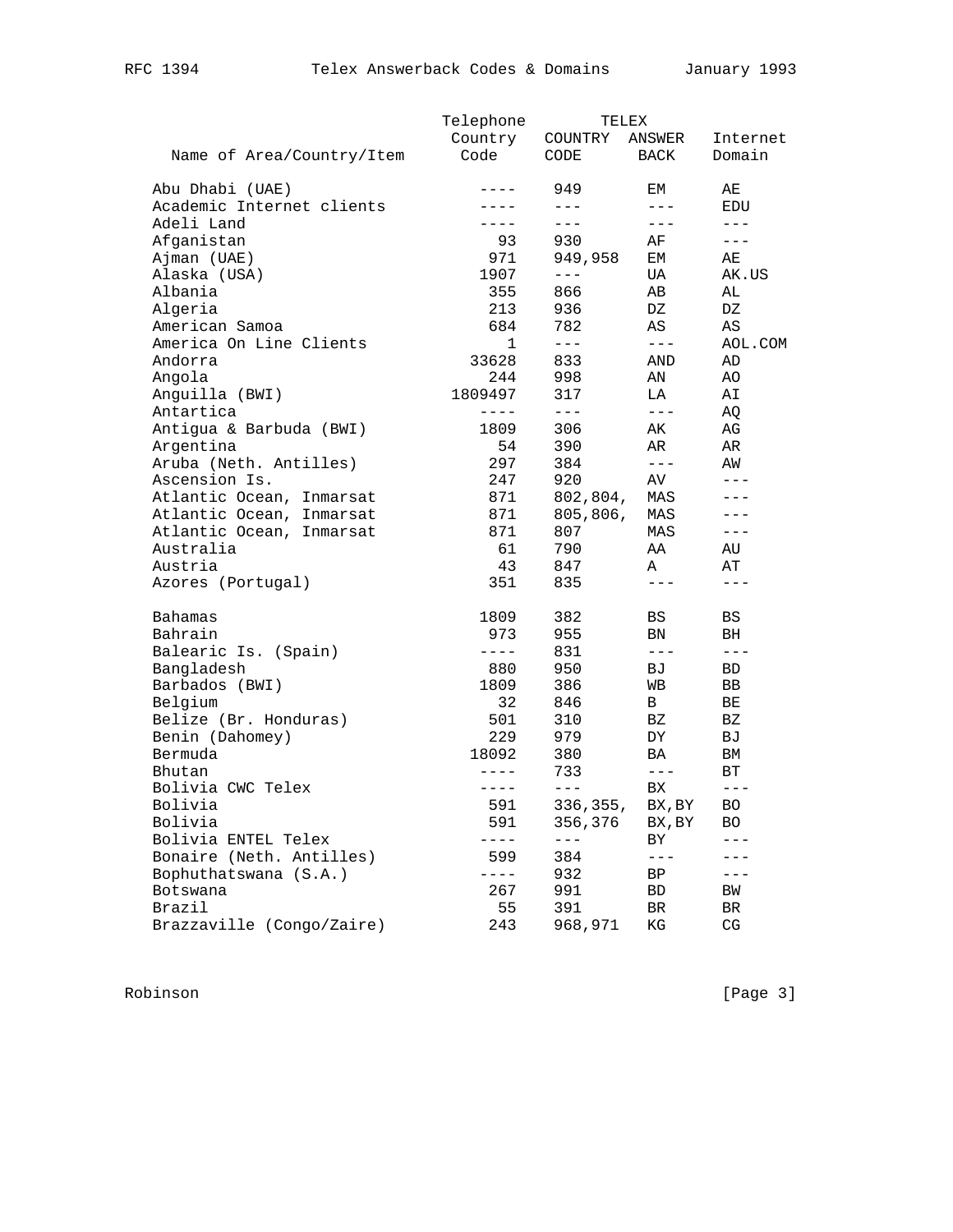| Name of Area/Country/Item | Telephone Country Code | TELEX COUNTRY CODE | TELEX ANSWER BACK | Internet Domain |
|---|---|---|---|---|
| Abu Dhabi (UAE) | ---- | 949 | EM | AE |
| Academic Internet clients | ---- | --- | --- | EDU |
| Adeli Land | ---- | --- | --- | --- |
| Afganistan | 93 | 930 | AF | --- |
| Ajman (UAE) | 971 | 949,958 | EM | AE |
| Alaska (USA) | 1907 | --- | UA | AK.US |
| Albania | 355 | 866 | AB | AL |
| Algeria | 213 | 936 | DZ | DZ |
| American Samoa | 684 | 782 | AS | AS |
| America On Line Clients | 1 | --- | --- | AOL.COM |
| Andorra | 33628 | 833 | AND | AD |
| Angola | 244 | 998 | AN | AO |
| Anguilla (BWI) | 1809497 | 317 | LA | AI |
| Antartica | ---- | --- | --- | AQ |
| Antigua & Barbuda (BWI) | 1809 | 306 | AK | AG |
| Argentina | 54 | 390 | AR | AR |
| Aruba (Neth. Antilles) | 297 | 384 | --- | AW |
| Ascension Is. | 247 | 920 | AV | --- |
| Atlantic Ocean, Inmarsat | 871 | 802,804, | MAS | --- |
| Atlantic Ocean, Inmarsat | 871 | 805,806, | MAS | --- |
| Atlantic Ocean, Inmarsat | 871 | 807 | MAS | --- |
| Australia | 61 | 790 | AA | AU |
| Austria | 43 | 847 | A | AT |
| Azores (Portugal) | 351 | 835 | --- | --- |
| Bahamas | 1809 | 382 | BS | BS |
| Bahrain | 973 | 955 | BN | BH |
| Balearic Is. (Spain) | ---- | 831 | --- | --- |
| Bangladesh | 880 | 950 | BJ | BD |
| Barbados (BWI) | 1809 | 386 | WB | BB |
| Belgium | 32 | 846 | B | BE |
| Belize (Br. Honduras) | 501 | 310 | BZ | BZ |
| Benin (Dahomey) | 229 | 979 | DY | BJ |
| Bermuda | 18092 | 380 | BA | BM |
| Bhutan | ---- | 733 | --- | BT |
| Bolivia CWC Telex | ---- | --- | BX | --- |
| Bolivia | 591 | 336,355, | BX,BY | BO |
| Bolivia | 591 | 356,376 | BX,BY | BO |
| Bolivia ENTEL Telex | ---- | --- | BY | --- |
| Bonaire (Neth. Antilles) | 599 | 384 | --- | --- |
| Bophuthatswana (S.A.) | ---- | 932 | BP | --- |
| Botswana | 267 | 991 | BD | BW |
| Brazil | 55 | 391 | BR | BR |
| Brazzaville (Congo/Zaire) | 243 | 968,971 | KG | CG |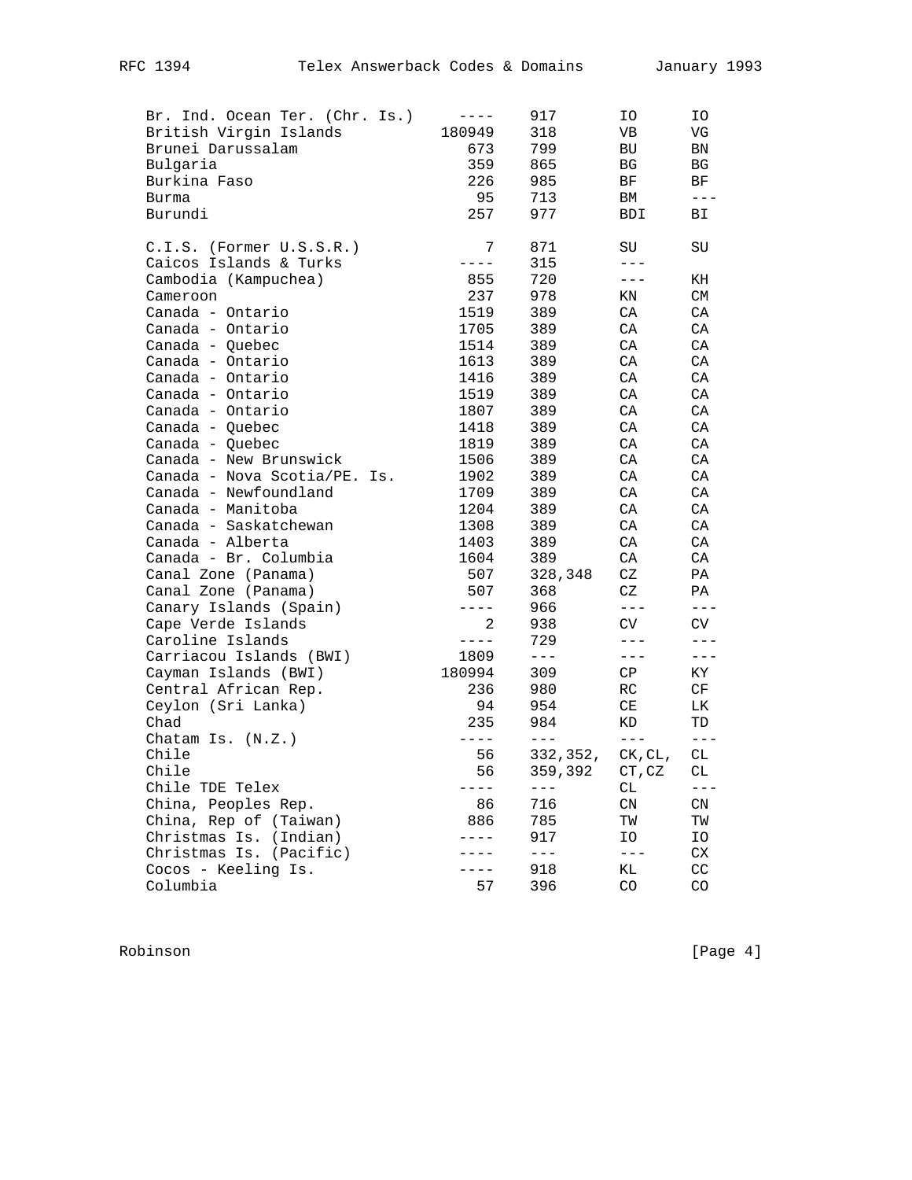| | | | | |
|---|---|---|---|---|
| Br. Ind. Ocean Ter. (Chr. Is.) | ---- | 917 | IO | IO |
| British Virgin Islands | 180949 | 318 | VB | VG |
| Brunei Darussalam | 673 | 799 | BU | BN |
| Bulgaria | 359 | 865 | BG | BG |
| Burkina Faso | 226 | 985 | BF | BF |
| Burma | 95 | 713 | BM | --- |
| Burundi | 257 | 977 | BDI | BI |
| | | | | |
| C.I.S. (Former U.S.S.R.) | 7 | 871 | SU | SU |
| Caicos Islands & Turks | ---- | 315 | --- | |
| Cambodia (Kampuchea) | 855 | 720 | --- | KH |
| Cameroon | 237 | 978 | KN | CM |
| Canada - Ontario | 1519 | 389 | CA | CA |
| Canada - Ontario | 1705 | 389 | CA | CA |
| Canada - Quebec | 1514 | 389 | CA | CA |
| Canada - Ontario | 1613 | 389 | CA | CA |
| Canada - Ontario | 1416 | 389 | CA | CA |
| Canada - Ontario | 1519 | 389 | CA | CA |
| Canada - Ontario | 1807 | 389 | CA | CA |
| Canada - Quebec | 1418 | 389 | CA | CA |
| Canada - Quebec | 1819 | 389 | CA | CA |
| Canada - New Brunswick | 1506 | 389 | CA | CA |
| Canada - Nova Scotia/PE. Is. | 1902 | 389 | CA | CA |
| Canada - Newfoundland | 1709 | 389 | CA | CA |
| Canada - Manitoba | 1204 | 389 | CA | CA |
| Canada - Saskatchewan | 1308 | 389 | CA | CA |
| Canada - Alberta | 1403 | 389 | CA | CA |
| Canada - Br. Columbia | 1604 | 389 | CA | CA |
| Canal Zone (Panama) | 507 | 328,348 | CZ | PA |
| Canal Zone (Panama) | 507 | 368 | CZ | PA |
| Canary Islands (Spain) | ---- | 966 | --- | --- |
| Cape Verde Islands | 2 | 938 | CV | CV |
| Caroline Islands | ---- | 729 | --- | --- |
| Carriacou Islands (BWI) | 1809 | --- | --- | --- |
| Cayman Islands (BWI) | 180994 | 309 | CP | KY |
| Central African Rep. | 236 | 980 | RC | CF |
| Ceylon (Sri Lanka) | 94 | 954 | CE | LK |
| Chad | 235 | 984 | KD | TD |
| Chatam Is. (N.Z.) | ---- | --- | --- | --- |
| Chile | 56 | 332,352, | CK,CL, | CL |
| Chile | 56 | 359,392 | CT,CZ | CL |
| Chile TDE Telex | ---- | --- | CL | --- |
| China, Peoples Rep. | 86 | 716 | CN | CN |
| China, Rep of (Taiwan) | 886 | 785 | TW | TW |
| Christmas Is. (Indian) | ---- | 917 | IO | IO |
| Christmas Is. (Pacific) | ---- | --- | --- | CX |
| Cocos - Keeling Is. | ---- | 918 | KL | CC |
| Columbia | 57 | 396 | CO | CO |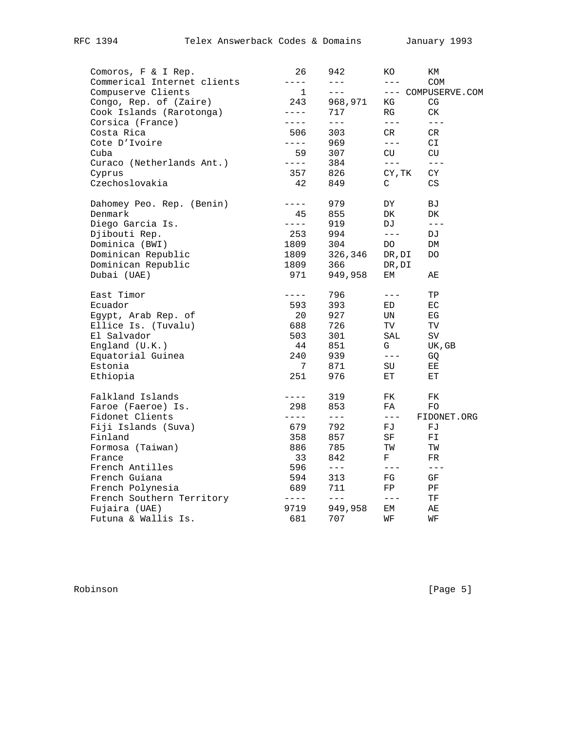| Country | | | | |
|---|---|---|---|---|
| Comoros, F & I Rep. | 26 | 942 | KO | KM |
| Commerical Internet clients | ---- | --- | --- | COM |
| Compuserve Clients | 1 | --- | --- | COMPUSERVE.COM |
| Congo, Rep. of (Zaire) | 243 | 968,971 | KG | CG |
| Cook Islands (Rarotonga) | ---- | 717 | RG | CK |
| Corsica (France) | ---- | --- | --- | --- |
| Costa Rica | 506 | 303 | CR | CR |
| Cote D'Ivoire | ---- | 969 | --- | CI |
| Cuba | 59 | 307 | CU | CU |
| Curaco (Netherlands Ant.) | ---- | 384 | --- | --- |
| Cyprus | 357 | 826 | CY,TK | CY |
| Czechoslovakia | 42 | 849 | C | CS |
| | | | | |
| Dahomey Peo. Rep. (Benin) | ---- | 979 | DY | BJ |
| Denmark | 45 | 855 | DK | DK |
| Diego Garcia Is. | ---- | 919 | DJ | --- |
| Djibouti Rep. | 253 | 994 | --- | DJ |
| Dominica (BWI) | 1809 | 304 | DO | DM |
| Dominican Republic | 1809 | 326,346 | DR,DI | DO |
| Dominican Republic | 1809 | 366 | DR,DI | |
| Dubai (UAE) | 971 | 949,958 | EM | AE |
| | | | | |
| East Timor | ---- | 796 | --- | TP |
| Ecuador | 593 | 393 | ED | EC |
| Egypt, Arab Rep. of | 20 | 927 | UN | EG |
| Ellice Is. (Tuvalu) | 688 | 726 | TV | TV |
| El Salvador | 503 | 301 | SAL | SV |
| England (U.K.) | 44 | 851 | G | UK,GB |
| Equatorial Guinea | 240 | 939 | --- | GQ |
| Estonia | 7 | 871 | SU | EE |
| Ethiopia | 251 | 976 | ET | ET |
| | | | | |
| Falkland Islands | ---- | 319 | FK | FK |
| Faroe (Faeroe) Is. | 298 | 853 | FA | FO |
| Fidonet Clients | ---- | --- | --- | FIDONET.ORG |
| Fiji Islands (Suva) | 679 | 792 | FJ | FJ |
| Finland | 358 | 857 | SF | FI |
| Formosa (Taiwan) | 886 | 785 | TW | TW |
| France | 33 | 842 | F | FR |
| French Antilles | 596 | --- | --- | --- |
| French Guiana | 594 | 313 | FG | GF |
| French Polynesia | 689 | 711 | FP | PF |
| French Southern Territory | ---- | --- | --- | TF |
| Fujaira (UAE) | 9719 | 949,958 | EM | AE |
| Futuna & Wallis Is. | 681 | 707 | WF | WF |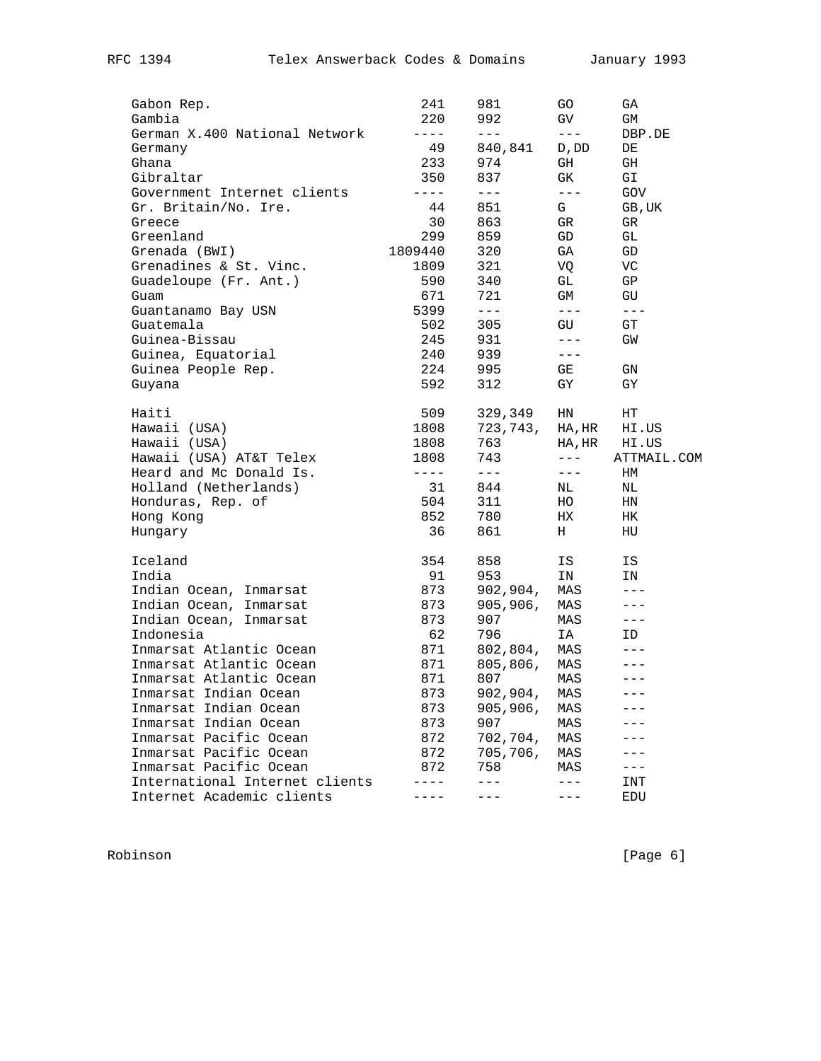| | | | | |
|---|---|---|---|---|
| Gabon Rep. | 241 | 981 | GO | GA |
| Gambia | 220 | 992 | GV | GM |
| German X.400 National Network | ---- | --- | --- | DBP.DE |
| Germany | 49 | 840,841 | D,DD | DE |
| Ghana | 233 | 974 | GH | GH |
| Gibraltar | 350 | 837 | GK | GI |
| Government Internet clients | ---- | --- | --- | GOV |
| Gr. Britain/No. Ire. | 44 | 851 | G | GB,UK |
| Greece | 30 | 863 | GR | GR |
| Greenland | 299 | 859 | GD | GL |
| Grenada (BWI) | 1809440 | 320 | GA | GD |
| Grenadines & St. Vinc. | 1809 | 321 | VQ | VC |
| Guadeloupe (Fr. Ant.) | 590 | 340 | GL | GP |
| Guam | 671 | 721 | GM | GU |
| Guantanamo Bay USN | 5399 | --- | --- | --- |
| Guatemala | 502 | 305 | GU | GT |
| Guinea-Bissau | 245 | 931 | --- | GW |
| Guinea, Equatorial | 240 | 939 | --- | |
| Guinea People Rep. | 224 | 995 | GE | GN |
| Guyana | 592 | 312 | GY | GY |
| | | | | |
| Haiti | 509 | 329,349 | HN | HT |
| Hawaii (USA) | 1808 | 723,743, | HA,HR | HI.US |
| Hawaii (USA) | 1808 | 763 | HA,HR | HI.US |
| Hawaii (USA) AT&T Telex | 1808 | 743 | --- | ATTMAIL.COM |
| Heard and Mc Donald Is. | ---- | --- | --- | HM |
| Holland (Netherlands) | 31 | 844 | NL | NL |
| Honduras, Rep. of | 504 | 311 | HO | HN |
| Hong Kong | 852 | 780 | HX | HK |
| Hungary | 36 | 861 | H | HU |
| | | | | |
| Iceland | 354 | 858 | IS | IS |
| India | 91 | 953 | IN | IN |
| Indian Ocean, Inmarsat | 873 | 902,904, | MAS | --- |
| Indian Ocean, Inmarsat | 873 | 905,906, | MAS | --- |
| Indian Ocean, Inmarsat | 873 | 907 | MAS | --- |
| Indonesia | 62 | 796 | IA | ID |
| Inmarsat Atlantic Ocean | 871 | 802,804, | MAS | --- |
| Inmarsat Atlantic Ocean | 871 | 805,806, | MAS | --- |
| Inmarsat Atlantic Ocean | 871 | 807 | MAS | --- |
| Inmarsat Indian Ocean | 873 | 902,904, | MAS | --- |
| Inmarsat Indian Ocean | 873 | 905,906, | MAS | --- |
| Inmarsat Indian Ocean | 873 | 907 | MAS | --- |
| Inmarsat Pacific Ocean | 872 | 702,704, | MAS | --- |
| Inmarsat Pacific Ocean | 872 | 705,706, | MAS | --- |
| Inmarsat Pacific Ocean | 872 | 758 | MAS | --- |
| International Internet clients | ---- | --- | --- | INT |
| Internet Academic clients | ---- | --- | --- | EDU |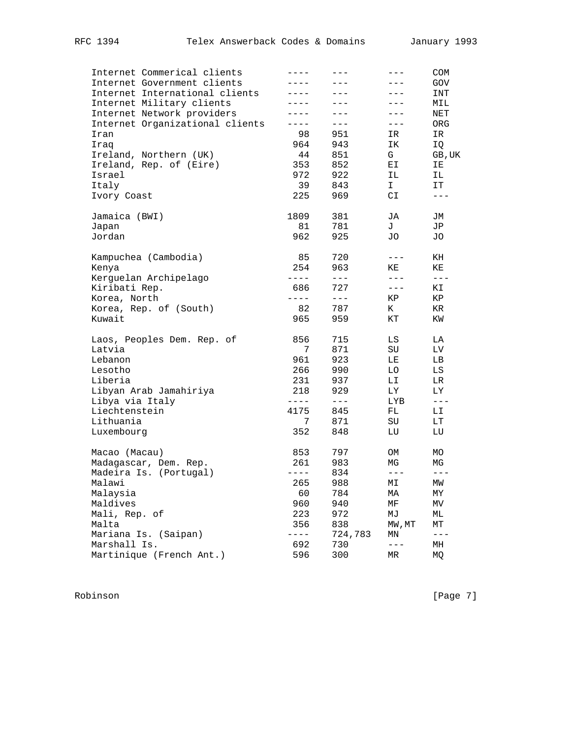| | | | | |
|---|---|---|---|---|
| Internet Commerical clients | ---- | --- | --- | COM |
| Internet Government clients | ---- | --- | --- | GOV |
| Internet International clients | ---- | --- | --- | INT |
| Internet Military clients | ---- | --- | --- | MIL |
| Internet Network providers | ---- | --- | --- | NET |
| Internet Organizational clients | ---- | --- | --- | ORG |
| Iran | 98 | 951 | IR | IR |
| Iraq | 964 | 943 | IK | IQ |
| Ireland, Northern (UK) | 44 | 851 | G | GB,UK |
| Ireland, Rep. of (Eire) | 353 | 852 | EI | IE |
| Israel | 972 | 922 | IL | IL |
| Italy | 39 | 843 | I | IT |
| Ivory Coast | 225 | 969 | CI | --- |
| | | | | |
| Jamaica (BWI) | 1809 | 381 | JA | JM |
| Japan | 81 | 781 | J | JP |
| Jordan | 962 | 925 | JO | JO |
| | | | | |
| Kampuchea (Cambodia) | 85 | 720 | --- | KH |
| Kenya | 254 | 963 | KE | KE |
| Kerguelan Archipelago | ---- | --- | --- | --- |
| Kiribati Rep. | 686 | 727 | --- | KI |
| Korea, North | ---- | --- | KP | KP |
| Korea, Rep. of (South) | 82 | 787 | K | KR |
| Kuwait | 965 | 959 | KT | KW |
| | | | | |
| Laos, Peoples Dem. Rep. of | 856 | 715 | LS | LA |
| Latvia | 7 | 871 | SU | LV |
| Lebanon | 961 | 923 | LE | LB |
| Lesotho | 266 | 990 | LO | LS |
| Liberia | 231 | 937 | LI | LR |
| Libyan Arab Jamahiriya | 218 | 929 | LY | LY |
| Libya via Italy | ---- | --- | LYB | --- |
| Liechtenstein | 4175 | 845 | FL | LI |
| Lithuania | 7 | 871 | SU | LT |
| Luxembourg | 352 | 848 | LU | LU |
| | | | | |
| Macao (Macau) | 853 | 797 | OM | MO |
| Madagascar, Dem. Rep. | 261 | 983 | MG | MG |
| Madeira Is. (Portugal) | ---- | 834 | --- | --- |
| Malawi | 265 | 988 | MI | MW |
| Malaysia | 60 | 784 | MA | MY |
| Maldives | 960 | 940 | MF | MV |
| Mali, Rep. of | 223 | 972 | MJ | ML |
| Malta | 356 | 838 | MW,MT | MT |
| Mariana Is. (Saipan) | ---- | 724,783 | MN | --- |
| Marshall Is. | 692 | 730 | --- | MH |
| Martinique (French Ant.) | 596 | 300 | MR | MQ |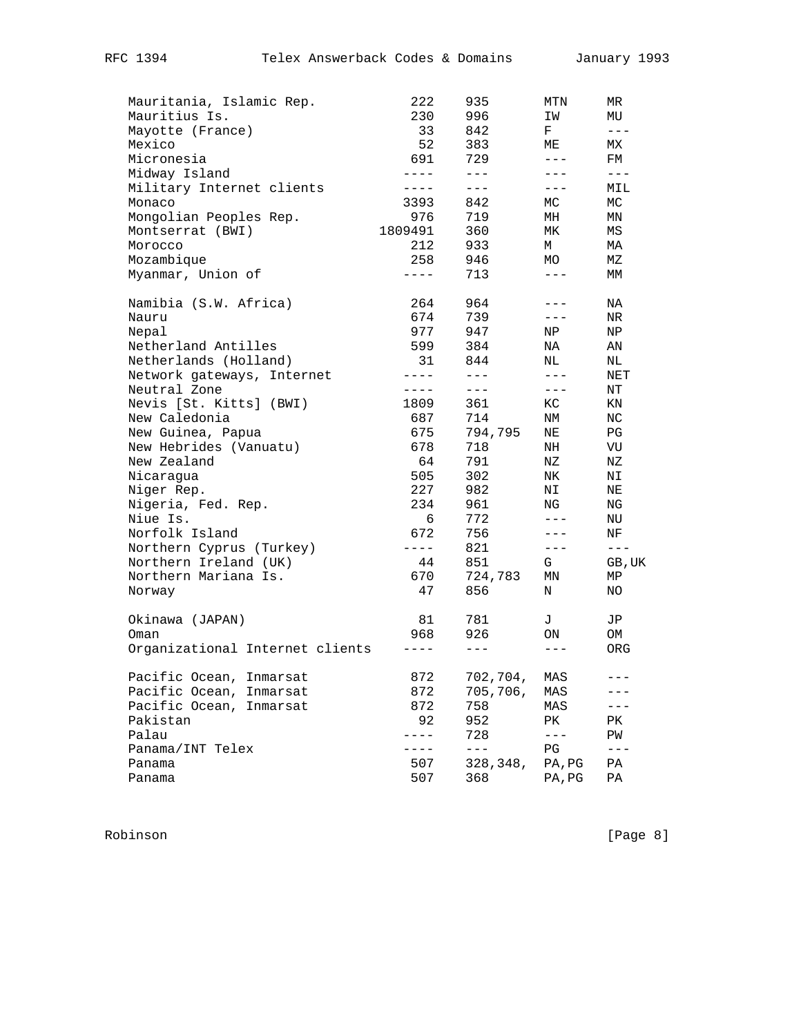| | | | | |
|---|---|---|---|---|
| Mauritania, Islamic Rep. | 222 | 935 | MTN | MR |
| Mauritius Is. | 230 | 996 | IW | MU |
| Mayotte (France) | 33 | 842 | F | --- |
| Mexico | 52 | 383 | ME | MX |
| Micronesia | 691 | 729 | --- | FM |
| Midway Island | ---- | --- | --- | --- |
| Military Internet clients | ---- | --- | --- | MIL |
| Monaco | 3393 | 842 | MC | MC |
| Mongolian Peoples Rep. | 976 | 719 | MH | MN |
| Montserrat (BWI) | 1809491 | 360 | MK | MS |
| Morocco | 212 | 933 | M | MA |
| Mozambique | 258 | 946 | MO | MZ |
| Myanmar, Union of | ---- | 713 | --- | MM |
| | | | | |
| Namibia (S.W. Africa) | 264 | 964 | --- | NA |
| Nauru | 674 | 739 | --- | NR |
| Nepal | 977 | 947 | NP | NP |
| Netherland Antilles | 599 | 384 | NA | AN |
| Netherlands (Holland) | 31 | 844 | NL | NL |
| Network gateways, Internet | ---- | --- | --- | NET |
| Neutral Zone | ---- | --- | --- | NT |
| Nevis [St. Kitts] (BWI) | 1809 | 361 | KC | KN |
| New Caledonia | 687 | 714 | NM | NC |
| New Guinea, Papua | 675 | 794,795 | NE | PG |
| New Hebrides (Vanuatu) | 678 | 718 | NH | VU |
| New Zealand | 64 | 791 | NZ | NZ |
| Nicaragua | 505 | 302 | NK | NI |
| Niger Rep. | 227 | 982 | NI | NE |
| Nigeria, Fed. Rep. | 234 | 961 | NG | NG |
| Niue Is. | 6 | 772 | --- | NU |
| Norfolk Island | 672 | 756 | --- | NF |
| Northern Cyprus (Turkey) | ---- | 821 | --- | --- |
| Northern Ireland (UK) | 44 | 851 | G | GB,UK |
| Northern Mariana Is. | 670 | 724,783 | MN | MP |
| Norway | 47 | 856 | N | NO |
| | | | | |
| Okinawa (JAPAN) | 81 | 781 | J | JP |
| Oman | 968 | 926 | ON | OM |
| Organizational Internet clients | ---- | --- | --- | ORG |
| | | | | |
| Pacific Ocean, Inmarsat | 872 | 702,704, | MAS | --- |
| Pacific Ocean, Inmarsat | 872 | 705,706, | MAS | --- |
| Pacific Ocean, Inmarsat | 872 | 758 | MAS | --- |
| Pakistan | 92 | 952 | PK | PK |
| Palau | ---- | 728 | --- | PW |
| Panama/INT Telex | ---- | --- | PG | --- |
| Panama | 507 | 328,348, | PA,PG | PA |
| Panama | 507 | 368 | PA,PG | PA |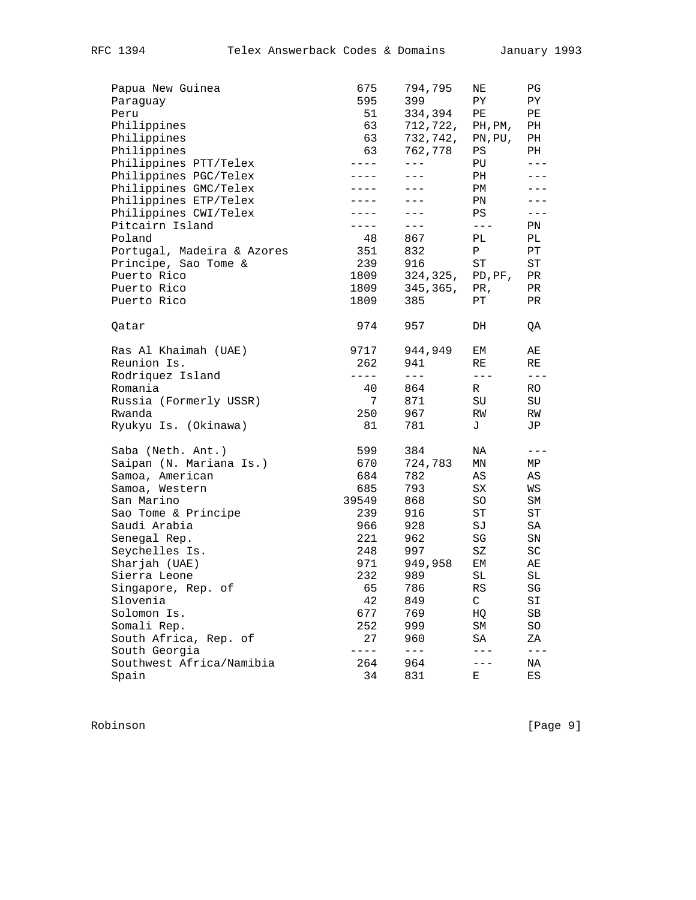| | | | | |
|---|---|---|---|---|
| Papua New Guinea | 675 | 794,795 | NE | PG |
| Paraguay | 595 | 399 | PY | PY |
| Peru | 51 | 334,394 | PE | PE |
| Philippines | 63 | 712,722, | PH,PM, | PH |
| Philippines | 63 | 732,742, | PN,PU, | PH |
| Philippines | 63 | 762,778 | PS | PH |
| Philippines PTT/Telex | ---- | --- | PU | --- |
| Philippines PGC/Telex | ---- | --- | PH | --- |
| Philippines GMC/Telex | ---- | --- | PM | --- |
| Philippines ETP/Telex | ---- | --- | PN | --- |
| Philippines CWI/Telex | ---- | --- | PS | --- |
| Pitcairn Island | ---- | --- | --- | PN |
| Poland | 48 | 867 | PL | PL |
| Portugal, Madeira & Azores | 351 | 832 | P | PT |
| Principe, Sao Tome & | 239 | 916 | ST | ST |
| Puerto Rico | 1809 | 324,325, | PD,PF, | PR |
| Puerto Rico | 1809 | 345,365, | PR, | PR |
| Puerto Rico | 1809 | 385 | PT | PR |
| | | | | |
| Qatar | 974 | 957 | DH | QA |
| | | | | |
| Ras Al Khaimah (UAE) | 9717 | 944,949 | EM | AE |
| Reunion Is. | 262 | 941 | RE | RE |
| Rodriquez Island | ---- | --- | --- | --- |
| Romania | 40 | 864 | R | RO |
| Russia (Formerly USSR) | 7 | 871 | SU | SU |
| Rwanda | 250 | 967 | RW | RW |
| Ryukyu Is. (Okinawa) | 81 | 781 | J | JP |
| | | | | |
| Saba (Neth. Ant.) | 599 | 384 | NA | --- |
| Saipan (N. Mariana Is.) | 670 | 724,783 | MN | MP |
| Samoa, American | 684 | 782 | AS | AS |
| Samoa, Western | 685 | 793 | SX | WS |
| San Marino | 39549 | 868 | SO | SM |
| Sao Tome & Principe | 239 | 916 | ST | ST |
| Saudi Arabia | 966 | 928 | SJ | SA |
| Senegal Rep. | 221 | 962 | SG | SN |
| Seychelles Is. | 248 | 997 | SZ | SC |
| Sharjah (UAE) | 971 | 949,958 | EM | AE |
| Sierra Leone | 232 | 989 | SL | SL |
| Singapore, Rep. of | 65 | 786 | RS | SG |
| Slovenia | 42 | 849 | C | SI |
| Solomon Is. | 677 | 769 | HQ | SB |
| Somali Rep. | 252 | 999 | SM | SO |
| South Africa, Rep. of | 27 | 960 | SA | ZA |
| South Georgia | ---- | --- | --- | --- |
| Southwest Africa/Namibia | 264 | 964 | --- | NA |
| Spain | 34 | 831 | E | ES |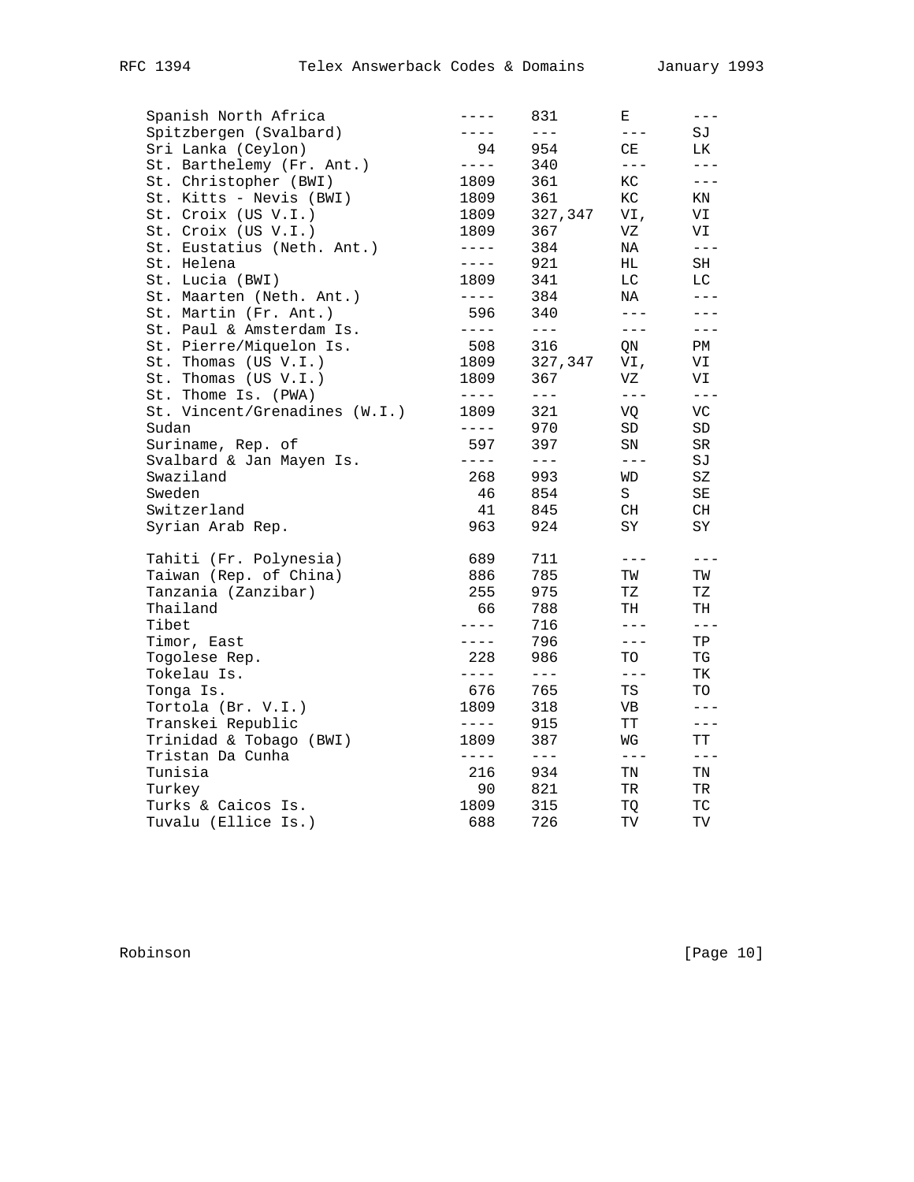```
   Spanish North Africa           ----    831       E       ---
   Spitzbergen (Svalbard)         ----    ---       ---     SJ
   Sri Lanka (Ceylon)               94    954       CE      LK
   St. Barthelemy (Fr. Ant.)      ----    340       ---     ---
   St. Christopher (BWI)          1809    361       KC      ---
   St. Kitts - Nevis (BWI)        1809    361       KC      KN
   St. Croix (US V.I.)            1809    327,347   VI,     VI
   St. Croix (US V.I.)            1809    367       VZ      VI
   St. Eustatius (Neth. Ant.)     ----    384       NA      ---
   St. Helena                     ----    921       HL      SH
   St. Lucia (BWI)                1809    341       LC      LC
   St. Maarten (Neth. Ant.)       ----    384       NA      ---
   St. Martin (Fr. Ant.)           596    340       ---     ---
   St. Paul & Amsterdam Is.       ----    ---       ---     ---
   St. Pierre/Miquelon Is.         508    316       QN      PM
   St. Thomas (US V.I.)           1809    327,347   VI,     VI
   St. Thomas (US V.I.)           1809    367       VZ      VI
   St. Thome Is. (PWA)            ----    ---       ---     ---
   St. Vincent/Grenadines (W.I.)  1809    321       VQ      VC
   Sudan                          ----    970       SD      SD
   Suriname, Rep. of               597    397       SN      SR
   Svalbard & Jan Mayen Is.       ----    ---       ---     SJ
   Swaziland                       268    993       WD      SZ
   Sweden                           46    854       S       SE
   Switzerland                      41    845       CH      CH
   Syrian Arab Rep.                963    924       SY      SY

   Tahiti (Fr. Polynesia)          689    711       ---     ---
   Taiwan (Rep. of China)          886    785       TW      TW
   Tanzania (Zanzibar)             255    975       TZ      TZ
   Thailand                         66    788       TH      TH
   Tibet                          ----    716       ---     ---
   Timor, East                    ----    796       ---     TP
   Togolese Rep.                   228    986       TO      TG
   Tokelau Is.                    ----    ---       ---     TK
   Tonga Is.                       676    765       TS      TO
   Tortola (Br. V.I.)             1809    318       VB      ---
   Transkei Republic              ----    915       TT      ---
   Trinidad & Tobago (BWI)        1809    387       WG      TT
   Tristan Da Cunha               ----    ---       ---     ---
   Tunisia                         216    934       TN      TN
   Turkey                           90    821       TR      TR
   Turks & Caicos Is.             1809    315       TQ      TC
   Tuvalu (Ellice Is.)             688    726       TV      TV
```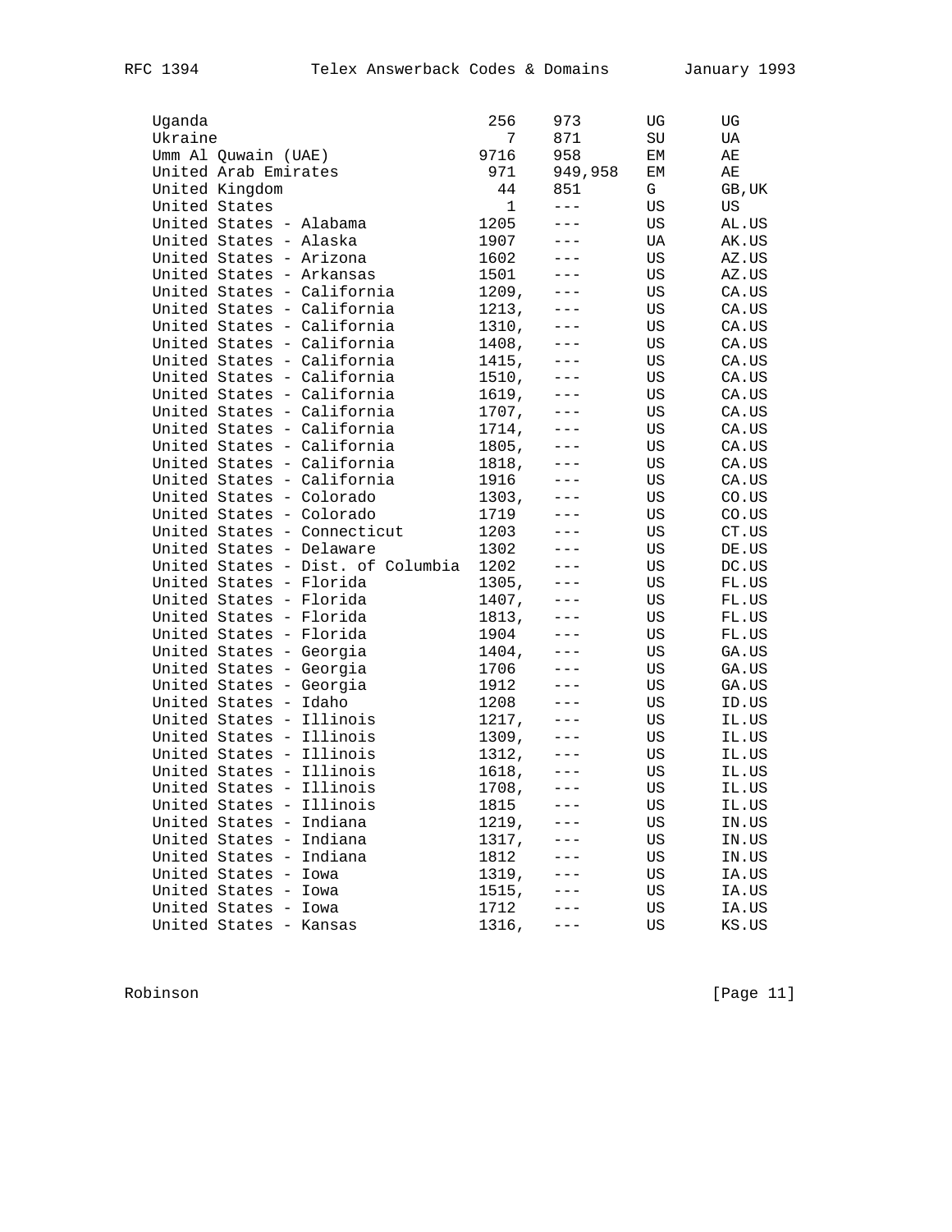| | | | | |
|---|---|---|---|---|
| Uganda | 256 | 973 | UG | UG |
| Ukraine | 7 | 871 | SU | UA |
| Umm Al Quwain (UAE) | 9716 | 958 | EM | AE |
| United Arab Emirates | 971 | 949,958 | EM | AE |
| United Kingdom | 44 | 851 | G | GB,UK |
| United States | 1 | --- | US | US |
| United States - Alabama | 1205 | --- | US | AL.US |
| United States - Alaska | 1907 | --- | UA | AK.US |
| United States - Arizona | 1602 | --- | US | AZ.US |
| United States - Arkansas | 1501 | --- | US | AZ.US |
| United States - California | 1209, | --- | US | CA.US |
| United States - California | 1213, | --- | US | CA.US |
| United States - California | 1310, | --- | US | CA.US |
| United States - California | 1408, | --- | US | CA.US |
| United States - California | 1415, | --- | US | CA.US |
| United States - California | 1510, | --- | US | CA.US |
| United States - California | 1619, | --- | US | CA.US |
| United States - California | 1707, | --- | US | CA.US |
| United States - California | 1714, | --- | US | CA.US |
| United States - California | 1805, | --- | US | CA.US |
| United States - California | 1818, | --- | US | CA.US |
| United States - California | 1916 | --- | US | CA.US |
| United States - Colorado | 1303, | --- | US | CO.US |
| United States - Colorado | 1719 | --- | US | CO.US |
| United States - Connecticut | 1203 | --- | US | CT.US |
| United States - Delaware | 1302 | --- | US | DE.US |
| United States - Dist. of Columbia | 1202 | --- | US | DC.US |
| United States - Florida | 1305, | --- | US | FL.US |
| United States - Florida | 1407, | --- | US | FL.US |
| United States - Florida | 1813, | --- | US | FL.US |
| United States - Florida | 1904 | --- | US | FL.US |
| United States - Georgia | 1404, | --- | US | GA.US |
| United States - Georgia | 1706 | --- | US | GA.US |
| United States - Georgia | 1912 | --- | US | GA.US |
| United States - Idaho | 1208 | --- | US | ID.US |
| United States - Illinois | 1217, | --- | US | IL.US |
| United States - Illinois | 1309, | --- | US | IL.US |
| United States - Illinois | 1312, | --- | US | IL.US |
| United States - Illinois | 1618, | --- | US | IL.US |
| United States - Illinois | 1708, | --- | US | IL.US |
| United States - Illinois | 1815 | --- | US | IL.US |
| United States - Indiana | 1219, | --- | US | IN.US |
| United States - Indiana | 1317, | --- | US | IN.US |
| United States - Indiana | 1812 | --- | US | IN.US |
| United States - Iowa | 1319, | --- | US | IA.US |
| United States - Iowa | 1515, | --- | US | IA.US |
| United States - Iowa | 1712 | --- | US | IA.US |
| United States - Kansas | 1316, | --- | US | KS.US |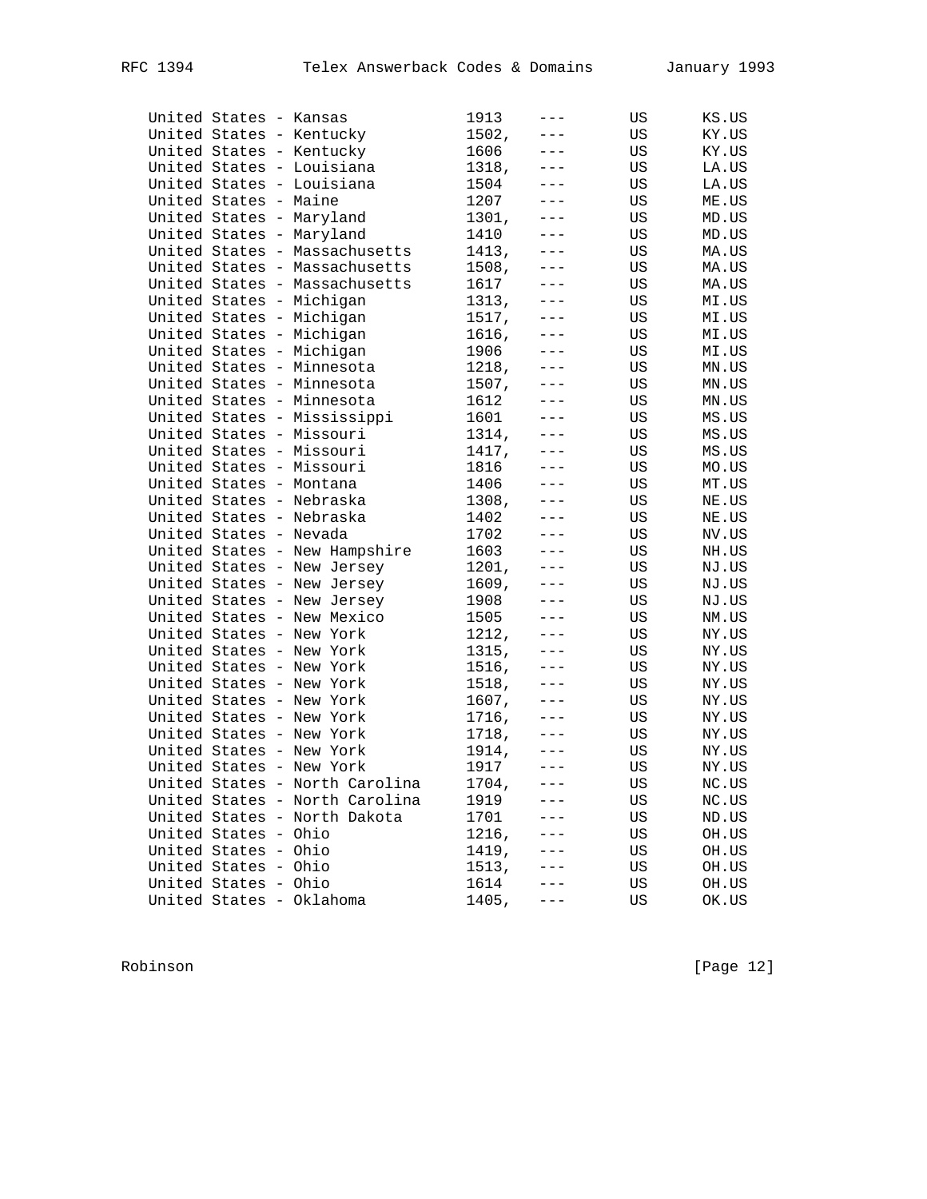```
   United States - Kansas           1913    ---       US      KS.US
   United States - Kentucky         1502,   ---       US      KY.US
   United States - Kentucky         1606    ---       US      KY.US
   United States - Louisiana        1318,   ---       US      LA.US
   United States - Louisiana        1504    ---       US      LA.US
   United States - Maine            1207    ---       US      ME.US
   United States - Maryland         1301,   ---       US      MD.US
   United States - Maryland         1410    ---       US      MD.US
   United States - Massachusetts    1413,   ---       US      MA.US
   United States - Massachusetts    1508,   ---       US      MA.US
   United States - Massachusetts    1617    ---       US      MA.US
   United States - Michigan         1313,   ---       US      MI.US
   United States - Michigan         1517,   ---       US      MI.US
   United States - Michigan         1616,   ---       US      MI.US
   United States - Michigan         1906    ---       US      MI.US
   United States - Minnesota        1218,   ---       US      MN.US
   United States - Minnesota        1507,   ---       US      MN.US
   United States - Minnesota        1612    ---       US      MN.US
   United States - Mississippi      1601    ---       US      MS.US
   United States - Missouri         1314,   ---       US      MS.US
   United States - Missouri         1417,   ---       US      MS.US
   United States - Missouri         1816    ---       US      MO.US
   United States - Montana          1406    ---       US      MT.US
   United States - Nebraska         1308,   ---       US      NE.US
   United States - Nebraska         1402    ---       US      NE.US
   United States - Nevada           1702    ---       US      NV.US
   United States - New Hampshire    1603    ---       US      NH.US
   United States - New Jersey       1201,   ---       US      NJ.US
   United States - New Jersey       1609,   ---       US      NJ.US
   United States - New Jersey       1908    ---       US      NJ.US
   United States - New Mexico       1505    ---       US      NM.US
   United States - New York         1212,   ---       US      NY.US
   United States - New York         1315,   ---       US      NY.US
   United States - New York         1516,   ---       US      NY.US
   United States - New York         1518,   ---       US      NY.US
   United States - New York         1607,   ---       US      NY.US
   United States - New York         1716,   ---       US      NY.US
   United States - New York         1718,   ---       US      NY.US
   United States - New York         1914,   ---       US      NY.US
   United States - New York         1917    ---       US      NY.US
   United States - North Carolina   1704,   ---       US      NC.US
   United States - North Carolina   1919    ---       US      NC.US
   United States - North Dakota     1701    ---       US      ND.US
   United States - Ohio             1216,   ---       US      OH.US
   United States - Ohio             1419,   ---       US      OH.US
   United States - Ohio             1513,   ---       US      OH.US
   United States - Ohio             1614    ---       US      OH.US
   United States - Oklahoma         1405,   ---       US      OK.US
```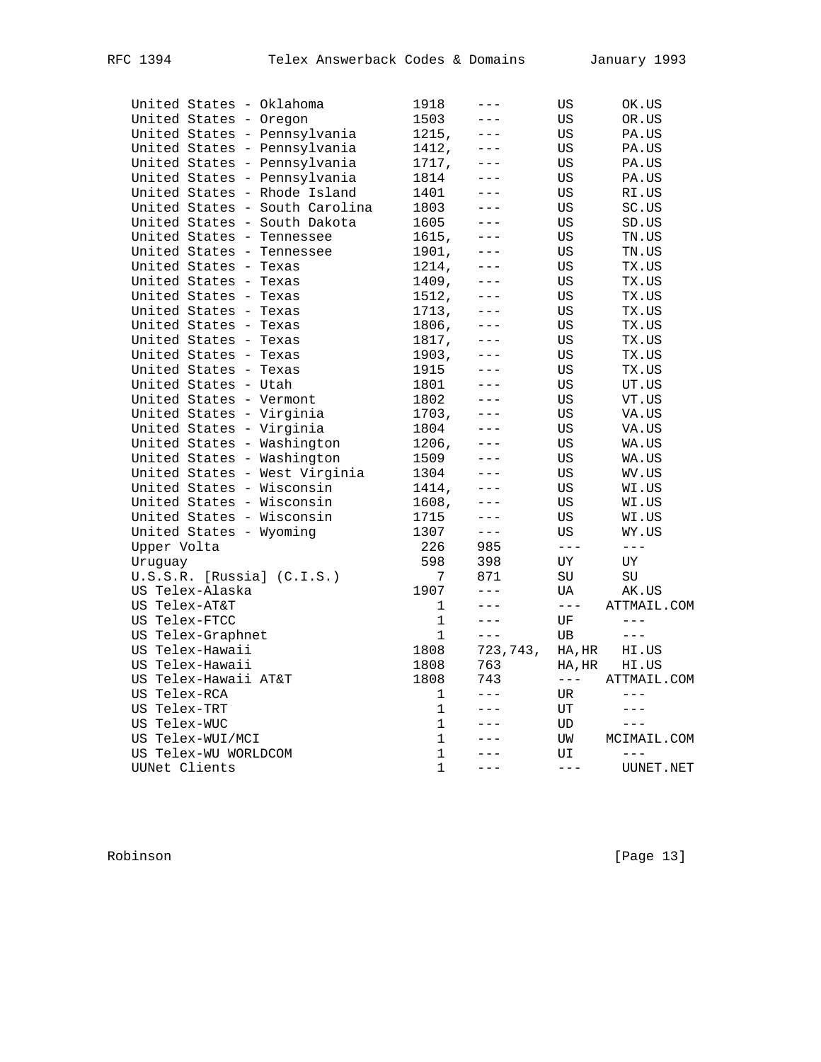| | | | | |
|---|---|---|---|---|
| United States - Oklahoma | 1918 | --- | US | OK.US |
| United States - Oregon | 1503 | --- | US | OR.US |
| United States - Pennsylvania | 1215, | --- | US | PA.US |
| United States - Pennsylvania | 1412, | --- | US | PA.US |
| United States - Pennsylvania | 1717, | --- | US | PA.US |
| United States - Pennsylvania | 1814 | --- | US | PA.US |
| United States - Rhode Island | 1401 | --- | US | RI.US |
| United States - South Carolina | 1803 | --- | US | SC.US |
| United States - South Dakota | 1605 | --- | US | SD.US |
| United States - Tennessee | 1615, | --- | US | TN.US |
| United States - Tennessee | 1901, | --- | US | TN.US |
| United States - Texas | 1214, | --- | US | TX.US |
| United States - Texas | 1409, | --- | US | TX.US |
| United States - Texas | 1512, | --- | US | TX.US |
| United States - Texas | 1713, | --- | US | TX.US |
| United States - Texas | 1806, | --- | US | TX.US |
| United States - Texas | 1817, | --- | US | TX.US |
| United States - Texas | 1903, | --- | US | TX.US |
| United States - Texas | 1915 | --- | US | TX.US |
| United States - Utah | 1801 | --- | US | UT.US |
| United States - Vermont | 1802 | --- | US | VT.US |
| United States - Virginia | 1703, | --- | US | VA.US |
| United States - Virginia | 1804 | --- | US | VA.US |
| United States - Washington | 1206, | --- | US | WA.US |
| United States - Washington | 1509 | --- | US | WA.US |
| United States - West Virginia | 1304 | --- | US | WV.US |
| United States - Wisconsin | 1414, | --- | US | WI.US |
| United States - Wisconsin | 1608, | --- | US | WI.US |
| United States - Wisconsin | 1715 | --- | US | WI.US |
| United States - Wyoming | 1307 | --- | US | WY.US |
| Upper Volta | 226 | 985 | --- | --- |
| Uruguay | 598 | 398 | UY | UY |
| U.S.S.R. [Russia] (C.I.S.) | 7 | 871 | SU | SU |
| US Telex-Alaska | 1907 | --- | UA | AK.US |
| US Telex-AT&T | 1 | --- | --- | ATTMAIL.COM |
| US Telex-FTCC | 1 | --- | UF | --- |
| US Telex-Graphnet | 1 | --- | UB | --- |
| US Telex-Hawaii | 1808 | 723,743, | HA,HR | HI.US |
| US Telex-Hawaii | 1808 | 763 | HA,HR | HI.US |
| US Telex-Hawaii AT&T | 1808 | 743 | --- | ATTMAIL.COM |
| US Telex-RCA | 1 | --- | UR | --- |
| US Telex-TRT | 1 | --- | UT | --- |
| US Telex-WUC | 1 | --- | UD | --- |
| US Telex-WUI/MCI | 1 | --- | UW | MCIMAIL.COM |
| US Telex-WU WORLDCOM | 1 | --- | UI | --- |
| UUNet Clients | 1 | --- | --- | UUNET.NET |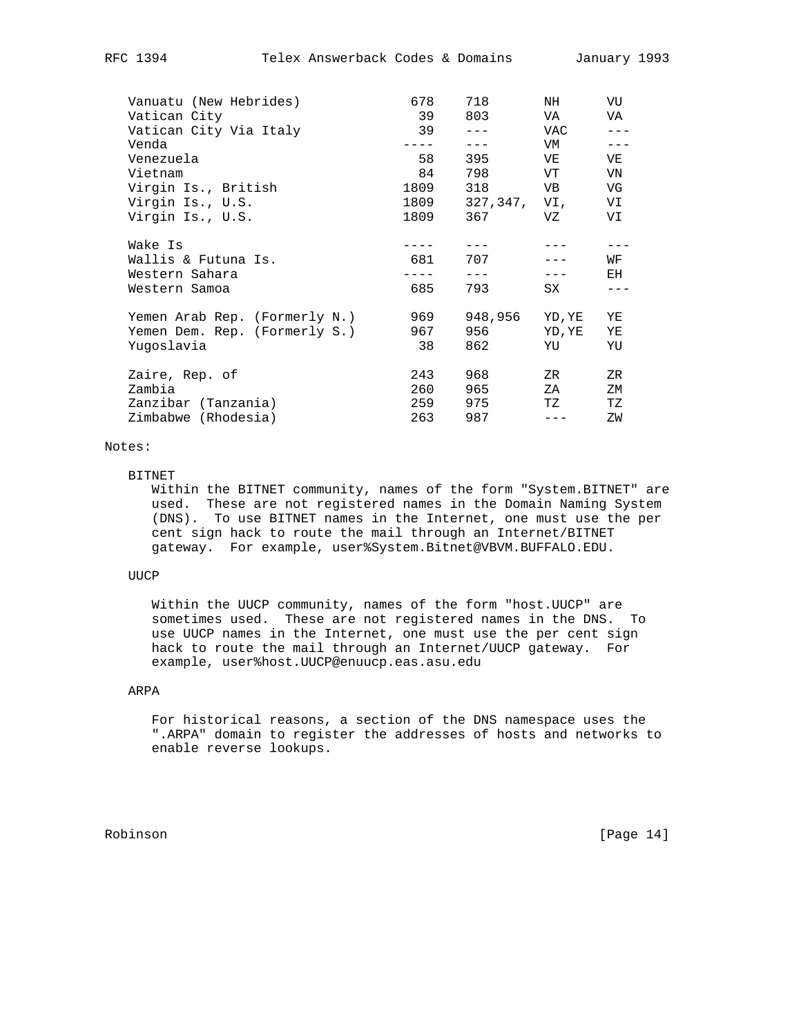| | | | | |
|---|---|---|---|---|
| Vanuatu (New Hebrides) | 678 | 718 | NH | VU |
| Vatican City | 39 | 803 | VA | VA |
| Vatican City Via Italy | 39 | --- | VAC | --- |
| Venda | ---- | --- | VM | --- |
| Venezuela | 58 | 395 | VE | VE |
| Vietnam | 84 | 798 | VT | VN |
| Virgin Is., British | 1809 | 318 | VB | VG |
| Virgin Is., U.S. | 1809 | 327,347, | VI, | VI |
| Virgin Is., U.S. | 1809 | 367 | VZ | VI |
| Wake Is | ---- | --- | --- | --- |
| Wallis & Futuna Is. | 681 | 707 | --- | WF |
| Western Sahara | ---- | --- | --- | EH |
| Western Samoa | 685 | 793 | SX | --- |
| Yemen Arab Rep. (Formerly N.) | 969 | 948,956 | YD,YE | YE |
| Yemen Dem. Rep. (Formerly S.) | 967 | 956 | YD,YE | YE |
| Yugoslavia | 38 | 862 | YU | YU |
| Zaire, Rep. of | 243 | 968 | ZR | ZR |
| Zambia | 260 | 965 | ZA | ZM |
| Zanzibar (Tanzania) | 259 | 975 | TZ | TZ |
| Zimbabwe (Rhodesia) | 263 | 987 | --- | ZW |

Notes:

BITNET

Within the BITNET community, names of the form "System.BITNET" are used. These are not registered names in the Domain Naming System (DNS). To use BITNET names in the Internet, one must use the per cent sign hack to route the mail through an Internet/BITNET gateway. For example, user%System.Bitnet@VBVM.BUFFALO.EDU.

UUCP

Within the UUCP community, names of the form "host.UUCP" are sometimes used. These are not registered names in the DNS. To use UUCP names in the Internet, one must use the per cent sign hack to route the mail through an Internet/UUCP gateway. For example, user%host.UUCP@enuucp.eas.asu.edu

ARPA

For historical reasons, a section of the DNS namespace uses the ".ARPA" domain to register the addresses of hosts and networks to enable reverse lookups.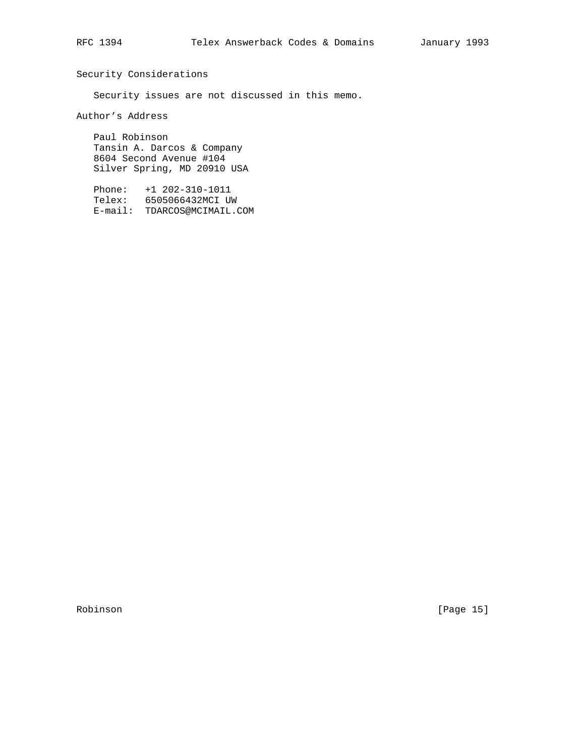## Security Considerations

Security issues are not discussed in this memo.

## Author's Address

Paul Robinson
Tansin A. Darcos & Company
8604 Second Avenue #104
Silver Spring, MD 20910 USA

Phone: +1 202-310-1011
Telex: 6505066432MCI UW
E-mail: TDARCOS@MCIMAIL.COM